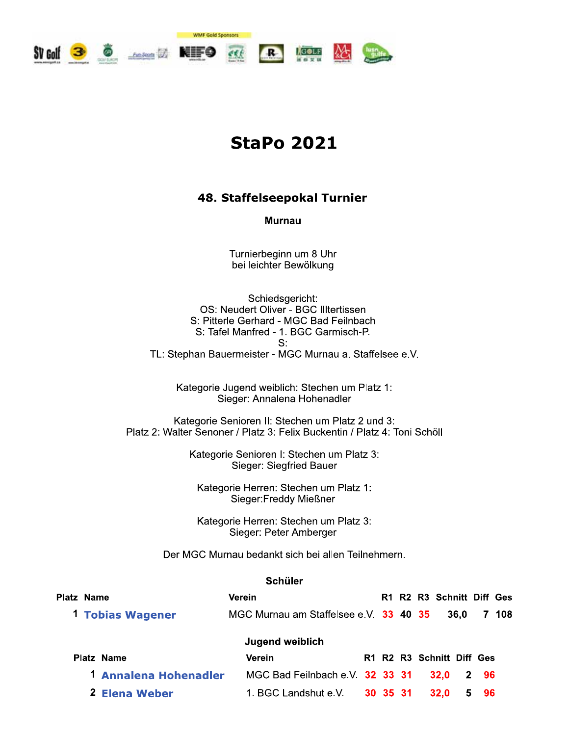WMF Gold Sponsors

# StaPo 2021

## 48. Staffelseepokal Turnier

**Murnau**

Turnierbeginn um 8 Uhr
bei leichter Bewölkung

Schiedsgericht:
OS: Neudert Oliver - BGC Illtertissen
S: Pitterle Gerhard - MGC Bad Feilnbach
S: Tafel Manfred - 1. BGC Garmisch-P.
S:
TL: Stephan Bauermeister - MGC Murnau a. Staffelsee e.V.

Kategorie Jugend weiblich: Stechen um Platz 1:
Sieger: Annalena Hohenadler

Kategorie Senioren II: Stechen um Platz 2 und 3:
Platz 2: Walter Senoner / Platz 3: Felix Buckentin / Platz 4: Toni Schöll

Kategorie Senioren I: Stechen um Platz 3:
Sieger: Siegfried Bauer

Kategorie Herren: Stechen um Platz 1:
Sieger:Freddy Mießner

Kategorie Herren: Stechen um Platz 3:
Sieger: Peter Amberger

Der MGC Murnau bedankt sich bei allen Teilnehmern.

### Schüler

| Platz | Name | Verein | R1 | R2 | R3 | Schnitt | Diff | Ges |
|---|---|---|---|---|---|---|---|---|
| 1 | **Tobias Wagener** | MGC Murnau am Staffelsee e.V. | 33 | 40 | 35 | 36,0 | 7 | 108 |

### Jugend weiblich

| Platz | Name | Verein | R1 | R2 | R3 | Schnitt | Diff | Ges |
|---|---|---|---|---|---|---|---|---|
| 1 | **Annalena Hohenadler** | MGC Bad Feilnbach e.V. | 32 | 33 | 31 | 32,0 | 2 | 96 |
| 2 | **Elena Weber** | 1. BGC Landshut e.V. | 30 | 35 | 31 | 32,0 | 5 | 96 |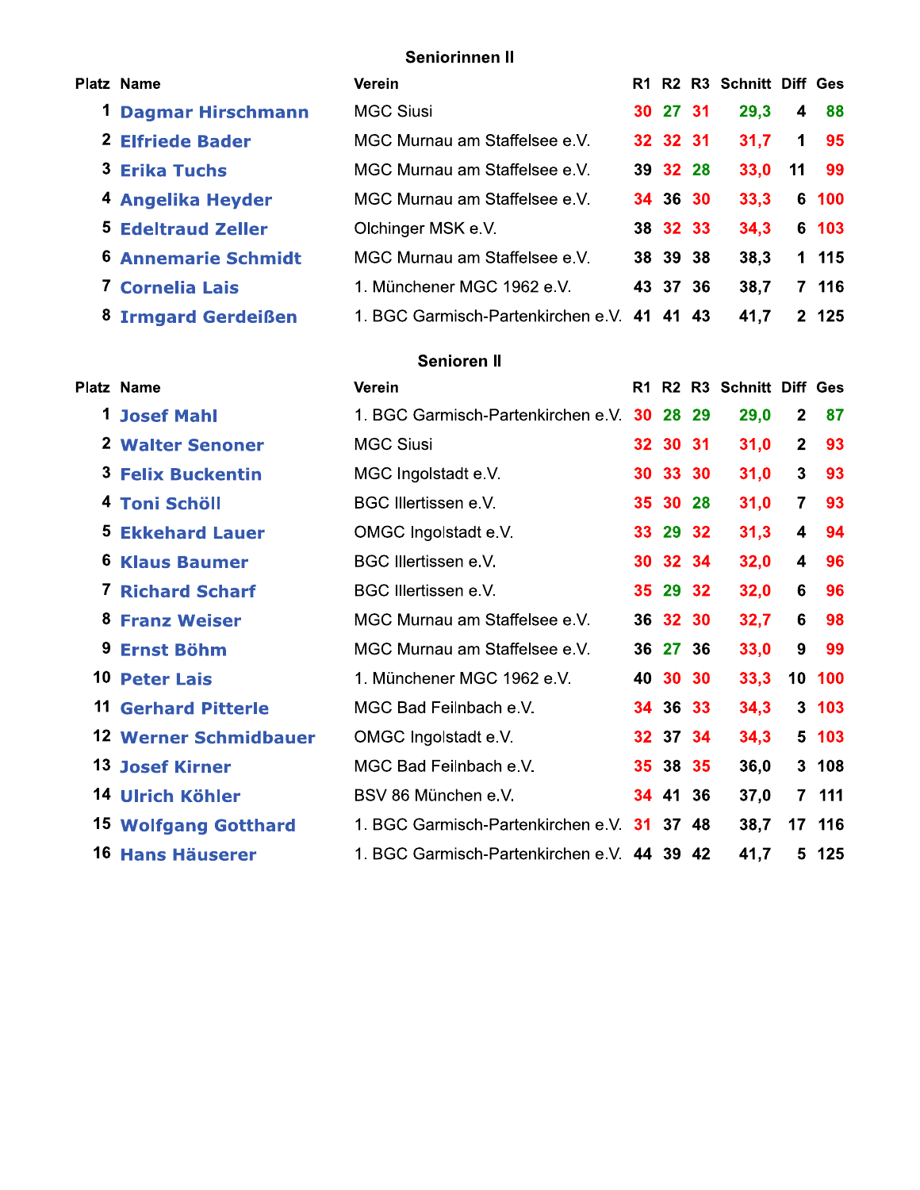## Seniorinnen II

| Platz | Name | Verein | R1 | R2 | R3 | Schnitt | Diff | Ges |
|---|---|---|---|---|---|---|---|---|
| 1 | **Dagmar Hirschmann** | MGC Siusi | 30 | 27 | 31 | 29,3 | 4 | 88 |
| 2 | **Elfriede Bader** | MGC Murnau am Staffelsee e.V. | 32 | 32 | 31 | 31,7 | 1 | 95 |
| 3 | **Erika Tuchs** | MGC Murnau am Staffelsee e.V. | 39 | 32 | 28 | 33,0 | 11 | 99 |
| 4 | **Angelika Heyder** | MGC Murnau am Staffelsee e.V. | 34 | 36 | 30 | 33,3 | 6 | 100 |
| 5 | **Edeltraud Zeller** | Olchinger MSK e.V. | 38 | 32 | 33 | 34,3 | 6 | 103 |
| 6 | **Annemarie Schmidt** | MGC Murnau am Staffelsee e.V. | 38 | 39 | 38 | 38,3 | 1 | 115 |
| 7 | **Cornelia Lais** | 1. Münchener MGC 1962 e.V. | 43 | 37 | 36 | 38,7 | 7 | 116 |
| 8 | **Irmgard Gerdeißen** | 1. BGC Garmisch-Partenkirchen e.V. | 41 | 41 | 43 | 41,7 | 2 | 125 |

## Senioren II

| Platz | Name | Verein | R1 | R2 | R3 | Schnitt | Diff | Ges |
|---|---|---|---|---|---|---|---|---|
| 1 | **Josef Mahl** | 1. BGC Garmisch-Partenkirchen e.V. | 30 | 28 | 29 | 29,0 | 2 | 87 |
| 2 | **Walter Senoner** | MGC Siusi | 32 | 30 | 31 | 31,0 | 2 | 93 |
| 3 | **Felix Buckentin** | MGC Ingolstadt e.V. | 30 | 33 | 30 | 31,0 | 3 | 93 |
| 4 | **Toni Schöll** | BGC Illertissen e.V. | 35 | 30 | 28 | 31,0 | 7 | 93 |
| 5 | **Ekkehard Lauer** | OMGC Ingolstadt e.V. | 33 | 29 | 32 | 31,3 | 4 | 94 |
| 6 | **Klaus Baumer** | BGC Illertissen e.V. | 30 | 32 | 34 | 32,0 | 4 | 96 |
| 7 | **Richard Scharf** | BGC Illertissen e.V. | 35 | 29 | 32 | 32,0 | 6 | 96 |
| 8 | **Franz Weiser** | MGC Murnau am Staffelsee e.V. | 36 | 32 | 30 | 32,7 | 6 | 98 |
| 9 | **Ernst Böhm** | MGC Murnau am Staffelsee e.V. | 36 | 27 | 36 | 33,0 | 9 | 99 |
| 10 | **Peter Lais** | 1. Münchener MGC 1962 e.V. | 40 | 30 | 30 | 33,3 | 10 | 100 |
| 11 | **Gerhard Pitterle** | MGC Bad Feilnbach e.V. | 34 | 36 | 33 | 34,3 | 3 | 103 |
| 12 | **Werner Schmidbauer** | OMGC Ingolstadt e.V. | 32 | 37 | 34 | 34,3 | 5 | 103 |
| 13 | **Josef Kirner** | MGC Bad Feilnbach e.V. | 35 | 38 | 35 | 36,0 | 3 | 108 |
| 14 | **Ulrich Köhler** | BSV 86 München e.V. | 34 | 41 | 36 | 37,0 | 7 | 111 |
| 15 | **Wolfgang Gotthard** | 1. BGC Garmisch-Partenkirchen e.V. | 31 | 37 | 48 | 38,7 | 17 | 116 |
| 16 | **Hans Häuserer** | 1. BGC Garmisch-Partenkirchen e.V. | 44 | 39 | 42 | 41,7 | 5 | 125 |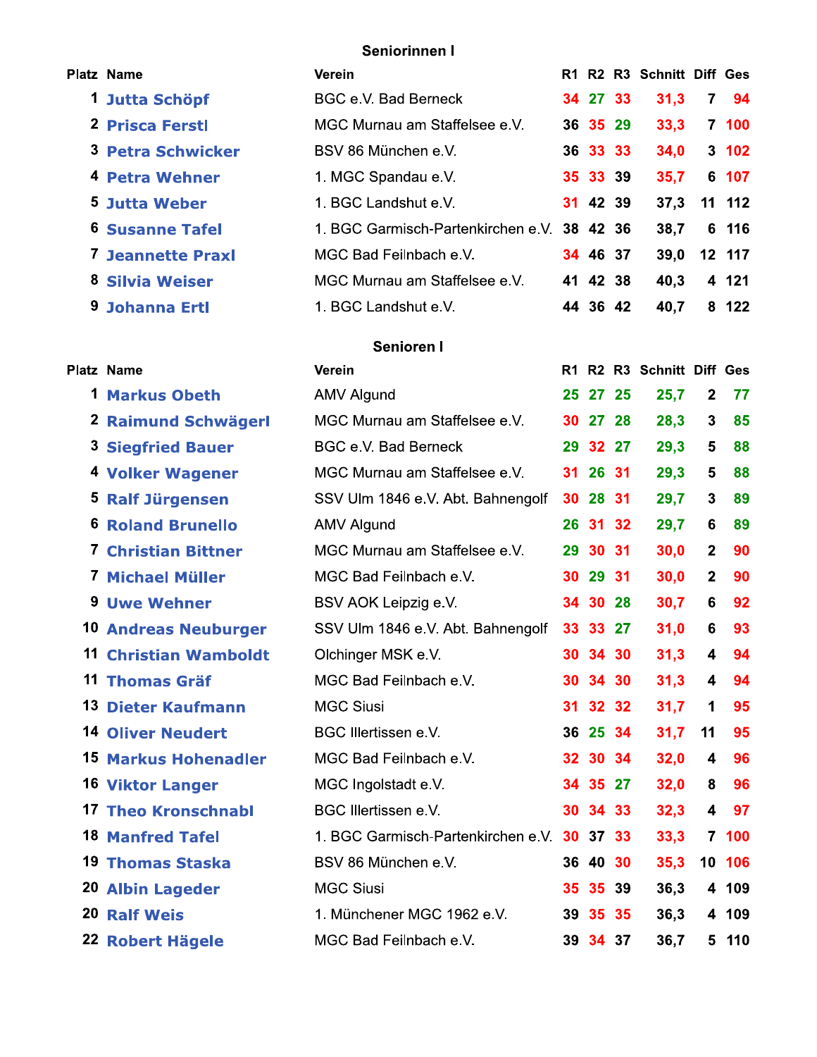## Seniorinnen I

| Platz | Name | Verein | R1 | R2 | R3 | Schnitt | Diff | Ges |
|---|---|---|---|---|---|---|---|---|
| 1 | Jutta Schöpf | BGC e.V. Bad Berneck | 34 | 27 | 33 | 31,3 | 7 | 94 |
| 2 | Prisca Ferstl | MGC Murnau am Staffelsee e.V. | 36 | 35 | 29 | 33,3 | 7 | 100 |
| 3 | Petra Schwicker | BSV 86 München e.V. | 36 | 33 | 33 | 34,0 | 3 | 102 |
| 4 | Petra Wehner | 1. MGC Spandau e.V. | 35 | 33 | 39 | 35,7 | 6 | 107 |
| 5 | Jutta Weber | 1. BGC Landshut e.V. | 31 | 42 | 39 | 37,3 | 11 | 112 |
| 6 | Susanne Tafel | 1. BGC Garmisch-Partenkirchen e.V. | 38 | 42 | 36 | 38,7 | 6 | 116 |
| 7 | Jeannette Praxl | MGC Bad Feilnbach e.V. | 34 | 46 | 37 | 39,0 | 12 | 117 |
| 8 | Silvia Weiser | MGC Murnau am Staffelsee e.V. | 41 | 42 | 38 | 40,3 | 4 | 121 |
| 9 | Johanna Ertl | 1. BGC Landshut e.V. | 44 | 36 | 42 | 40,7 | 8 | 122 |

## Senioren I

| Platz | Name | Verein | R1 | R2 | R3 | Schnitt | Diff | Ges |
|---|---|---|---|---|---|---|---|---|
| 1 | Markus Obeth | AMV Algund | 25 | 27 | 25 | 25,7 | 2 | 77 |
| 2 | Raimund Schwägerl | MGC Murnau am Staffelsee e.V. | 30 | 27 | 28 | 28,3 | 3 | 85 |
| 3 | Siegfried Bauer | BGC e.V. Bad Berneck | 29 | 32 | 27 | 29,3 | 5 | 88 |
| 4 | Volker Wagener | MGC Murnau am Staffelsee e.V. | 31 | 26 | 31 | 29,3 | 5 | 88 |
| 5 | Ralf Jürgensen | SSV Ulm 1846 e.V. Abt. Bahnengolf | 30 | 28 | 31 | 29,7 | 3 | 89 |
| 6 | Roland Brunello | AMV Algund | 26 | 31 | 32 | 29,7 | 6 | 89 |
| 7 | Christian Bittner | MGC Murnau am Staffelsee e.V. | 29 | 30 | 31 | 30,0 | 2 | 90 |
| 7 | Michael Müller | MGC Bad Feilnbach e.V. | 30 | 29 | 31 | 30,0 | 2 | 90 |
| 9 | Uwe Wehner | BSV AOK Leipzig e.V. | 34 | 30 | 28 | 30,7 | 6 | 92 |
| 10 | Andreas Neuburger | SSV Ulm 1846 e.V. Abt. Bahnengolf | 33 | 33 | 27 | 31,0 | 6 | 93 |
| 11 | Christian Wamboldt | Olchinger MSK e.V. | 30 | 34 | 30 | 31,3 | 4 | 94 |
| 11 | Thomas Gräf | MGC Bad Feilnbach e.V. | 30 | 34 | 30 | 31,3 | 4 | 94 |
| 13 | Dieter Kaufmann | MGC Siusi | 31 | 32 | 32 | 31,7 | 1 | 95 |
| 14 | Oliver Neudert | BGC Illertissen e.V. | 36 | 25 | 34 | 31,7 | 11 | 95 |
| 15 | Markus Hohenadler | MGC Bad Feilnbach e.V. | 32 | 30 | 34 | 32,0 | 4 | 96 |
| 16 | Viktor Langer | MGC Ingolstadt e.V. | 34 | 35 | 27 | 32,0 | 8 | 96 |
| 17 | Theo Kronschnabl | BGC Illertissen e.V. | 30 | 34 | 33 | 32,3 | 4 | 97 |
| 18 | Manfred Tafel | 1. BGC Garmisch-Partenkirchen e.V. | 30 | 37 | 33 | 33,3 | 7 | 100 |
| 19 | Thomas Staska | BSV 86 München e.V. | 36 | 40 | 30 | 35,3 | 10 | 106 |
| 20 | Albin Lageder | MGC Siusi | 35 | 35 | 39 | 36,3 | 4 | 109 |
| 20 | Ralf Weis | 1. Münchener MGC 1962 e.V. | 39 | 35 | 35 | 36,3 | 4 | 109 |
| 22 | Robert Hägele | MGC Bad Feilnbach e.V. | 39 | 34 | 37 | 36,7 | 5 | 110 |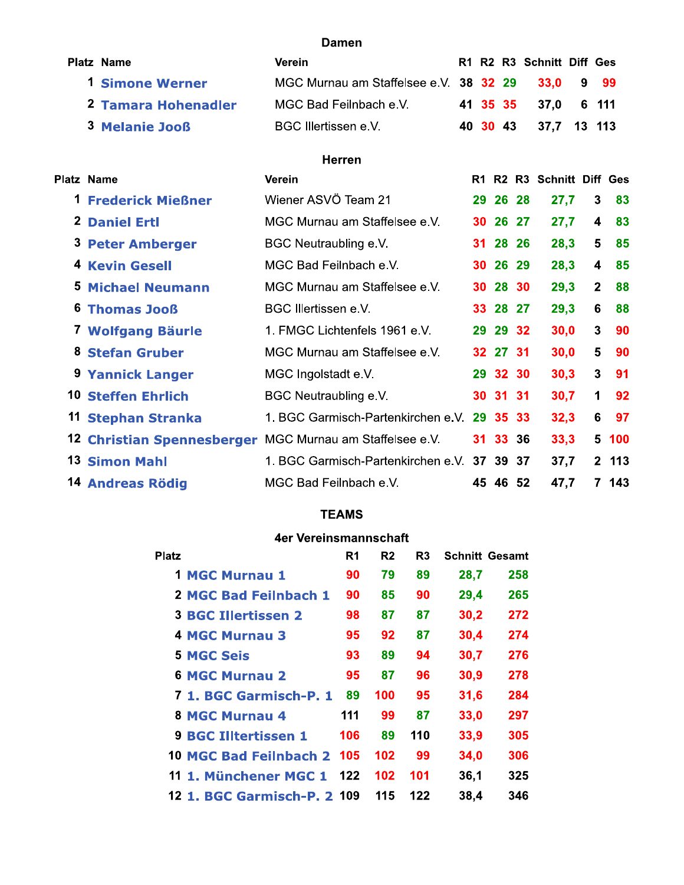## Damen

| Platz | Name | Verein | R1 | R2 | R3 | Schnitt | Diff | Ges |
|---|---|---|---|---|---|---|---|---|
| 1 | Simone Werner | MGC Murnau am Staffelsee e.V. | 38 | 32 | 29 | 33,0 | 9 | 99 |
| 2 | Tamara Hohenadler | MGC Bad Feilnbach e.V. | 41 | 35 | 35 | 37,0 | 6 | 111 |
| 3 | Melanie Jooß | BGC Illertissen e.V. | 40 | 30 | 43 | 37,7 | 13 | 113 |

## Herren

| Platz | Name | Verein | R1 | R2 | R3 | Schnitt | Diff | Ges |
|---|---|---|---|---|---|---|---|---|
| 1 | Frederick Mießner | Wiener ASVÖ Team 21 | 29 | 26 | 28 | 27,7 | 3 | 83 |
| 2 | Daniel Ertl | MGC Murnau am Staffelsee e.V. | 30 | 26 | 27 | 27,7 | 4 | 83 |
| 3 | Peter Amberger | BGC Neutraubling e.V. | 31 | 28 | 26 | 28,3 | 5 | 85 |
| 4 | Kevin Gesell | MGC Bad Feilnbach e.V. | 30 | 26 | 29 | 28,3 | 4 | 85 |
| 5 | Michael Neumann | MGC Murnau am Staffelsee e.V. | 30 | 28 | 30 | 29,3 | 2 | 88 |
| 6 | Thomas Jooß | BGC Illertissen e.V. | 33 | 28 | 27 | 29,3 | 6 | 88 |
| 7 | Wolfgang Bäurle | 1. FMGC Lichtenfels 1961 e.V. | 29 | 29 | 32 | 30,0 | 3 | 90 |
| 8 | Stefan Gruber | MGC Murnau am Staffelsee e.V. | 32 | 27 | 31 | 30,0 | 5 | 90 |
| 9 | Yannick Langer | MGC Ingolstadt e.V. | 29 | 32 | 30 | 30,3 | 3 | 91 |
| 10 | Steffen Ehrlich | BGC Neutraubling e.V. | 30 | 31 | 31 | 30,7 | 1 | 92 |
| 11 | Stephan Stranka | 1. BGC Garmisch-Partenkirchen e.V. | 29 | 35 | 33 | 32,3 | 6 | 97 |
| 12 | Christian Spennesberger | MGC Murnau am Staffelsee e.V. | 31 | 33 | 36 | 33,3 | 5 | 100 |
| 13 | Simon Mahl | 1. BGC Garmisch-Partenkirchen e.V. | 37 | 39 | 37 | 37,7 | 2 | 113 |
| 14 | Andreas Rödig | MGC Bad Feilnbach e.V. | 45 | 46 | 52 | 47,7 | 7 | 143 |

## TEAMS

### 4er Vereinsmannschaft

| Platz | | R1 | R2 | R3 | Schnitt | Gesamt |
|---|---|---|---|---|---|---|
| 1 | MGC Murnau 1 | 90 | 79 | 89 | 28,7 | 258 |
| 2 | MGC Bad Feilnbach 1 | 90 | 85 | 90 | 29,4 | 265 |
| 3 | BGC Illertissen 2 | 98 | 87 | 87 | 30,2 | 272 |
| 4 | MGC Murnau 3 | 95 | 92 | 87 | 30,4 | 274 |
| 5 | MGC Seis | 93 | 89 | 94 | 30,7 | 276 |
| 6 | MGC Murnau 2 | 95 | 87 | 96 | 30,9 | 278 |
| 7 | 1. BGC Garmisch-P. 1 | 89 | 100 | 95 | 31,6 | 284 |
| 8 | MGC Murnau 4 | 111 | 99 | 87 | 33,0 | 297 |
| 9 | BGC Illtertissen 1 | 106 | 89 | 110 | 33,9 | 305 |
| 10 | MGC Bad Feilnbach 2 | 105 | 102 | 99 | 34,0 | 306 |
| 11 | 1. Münchener MGC 1 | 122 | 102 | 101 | 36,1 | 325 |
| 12 | 1. BGC Garmisch-P. 2 | 109 | 115 | 122 | 38,4 | 346 |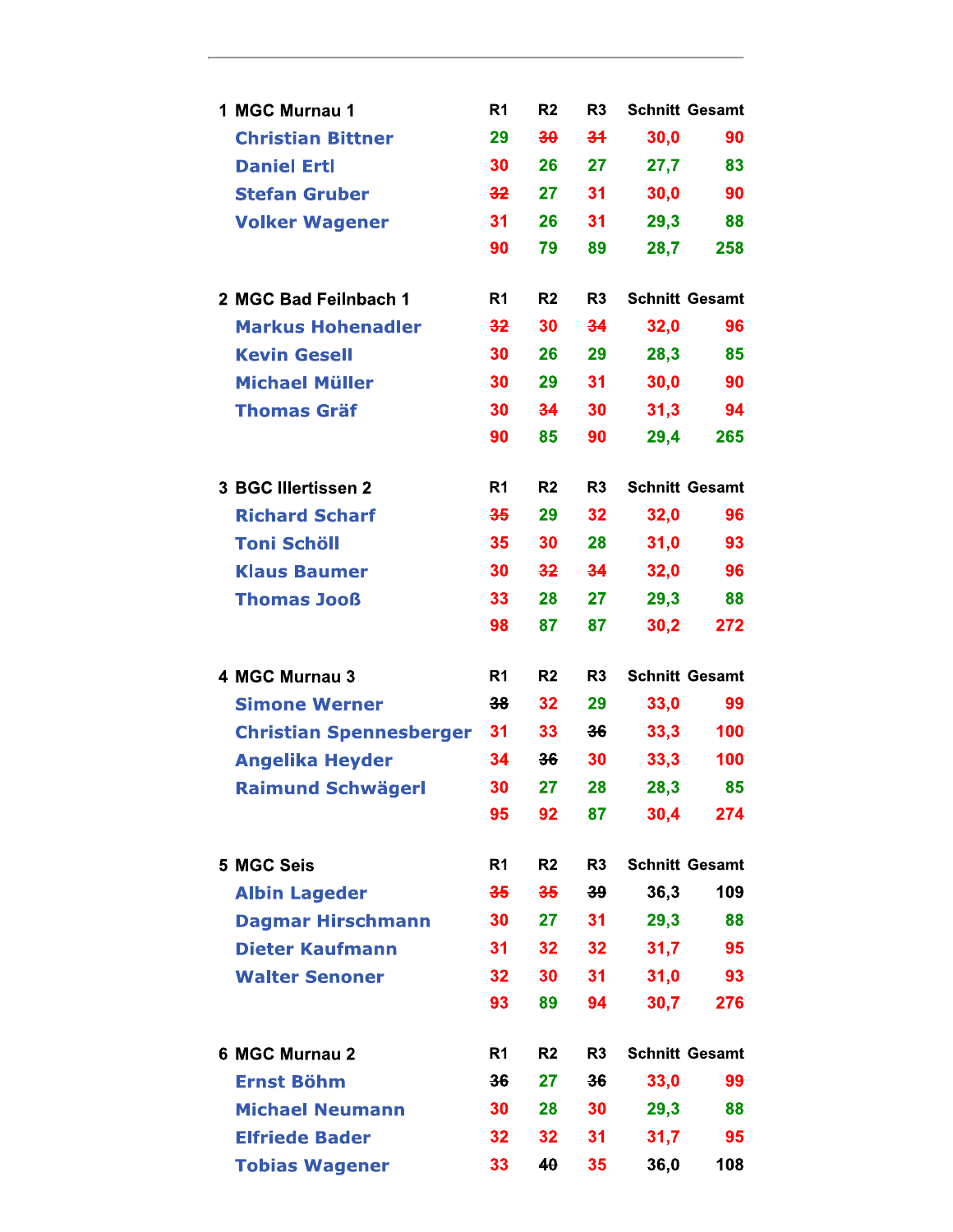| 1 MGC Murnau 1 | R1 | R2 | R3 | Schnitt | Gesamt |
|---|---|---|---|---|---|
| Christian Bittner | 29 | ~~30~~ | ~~31~~ | 30,0 | 90 |
| Daniel Ertl | 30 | 26 | 27 | 27,7 | 83 |
| Stefan Gruber | ~~32~~ | 27 | 31 | 30,0 | 90 |
| Volker Wagener | 31 | 26 | 31 | 29,3 | 88 |
| | 90 | 79 | 89 | 28,7 | 258 |

| 2 MGC Bad Feilnbach 1 | R1 | R2 | R3 | Schnitt | Gesamt |
|---|---|---|---|---|---|
| Markus Hohenadler | ~~32~~ | 30 | ~~34~~ | 32,0 | 96 |
| Kevin Gesell | 30 | 26 | 29 | 28,3 | 85 |
| Michael Müller | 30 | 29 | 31 | 30,0 | 90 |
| Thomas Gräf | 30 | ~~34~~ | 30 | 31,3 | 94 |
| | 90 | 85 | 90 | 29,4 | 265 |

| 3 BGC Illertissen 2 | R1 | R2 | R3 | Schnitt | Gesamt |
|---|---|---|---|---|---|
| Richard Scharf | ~~35~~ | 29 | 32 | 32,0 | 96 |
| Toni Schöll | 35 | 30 | 28 | 31,0 | 93 |
| Klaus Baumer | 30 | ~~32~~ | ~~34~~ | 32,0 | 96 |
| Thomas Jooß | 33 | 28 | 27 | 29,3 | 88 |
| | 98 | 87 | 87 | 30,2 | 272 |

| 4 MGC Murnau 3 | R1 | R2 | R3 | Schnitt | Gesamt |
|---|---|---|---|---|---|
| Simone Werner | ~~38~~ | 32 | 29 | 33,0 | 99 |
| Christian Spennesberger | 31 | 33 | ~~36~~ | 33,3 | 100 |
| Angelika Heyder | 34 | ~~36~~ | 30 | 33,3 | 100 |
| Raimund Schwägerl | 30 | 27 | 28 | 28,3 | 85 |
| | 95 | 92 | 87 | 30,4 | 274 |

| 5 MGC Seis | R1 | R2 | R3 | Schnitt | Gesamt |
|---|---|---|---|---|---|
| Albin Lageder | ~~35~~ | ~~35~~ | ~~39~~ | 36,3 | 109 |
| Dagmar Hirschmann | 30 | 27 | 31 | 29,3 | 88 |
| Dieter Kaufmann | 31 | 32 | 32 | 31,7 | 95 |
| Walter Senoner | 32 | 30 | 31 | 31,0 | 93 |
| | 93 | 89 | 94 | 30,7 | 276 |

| 6 MGC Murnau 2 | R1 | R2 | R3 | Schnitt | Gesamt |
|---|---|---|---|---|---|
| Ernst Böhm | ~~36~~ | 27 | ~~36~~ | 33,0 | 99 |
| Michael Neumann | 30 | 28 | 30 | 29,3 | 88 |
| Elfriede Bader | 32 | 32 | 31 | 31,7 | 95 |
| Tobias Wagener | 33 | ~~40~~ | 35 | 36,0 | 108 |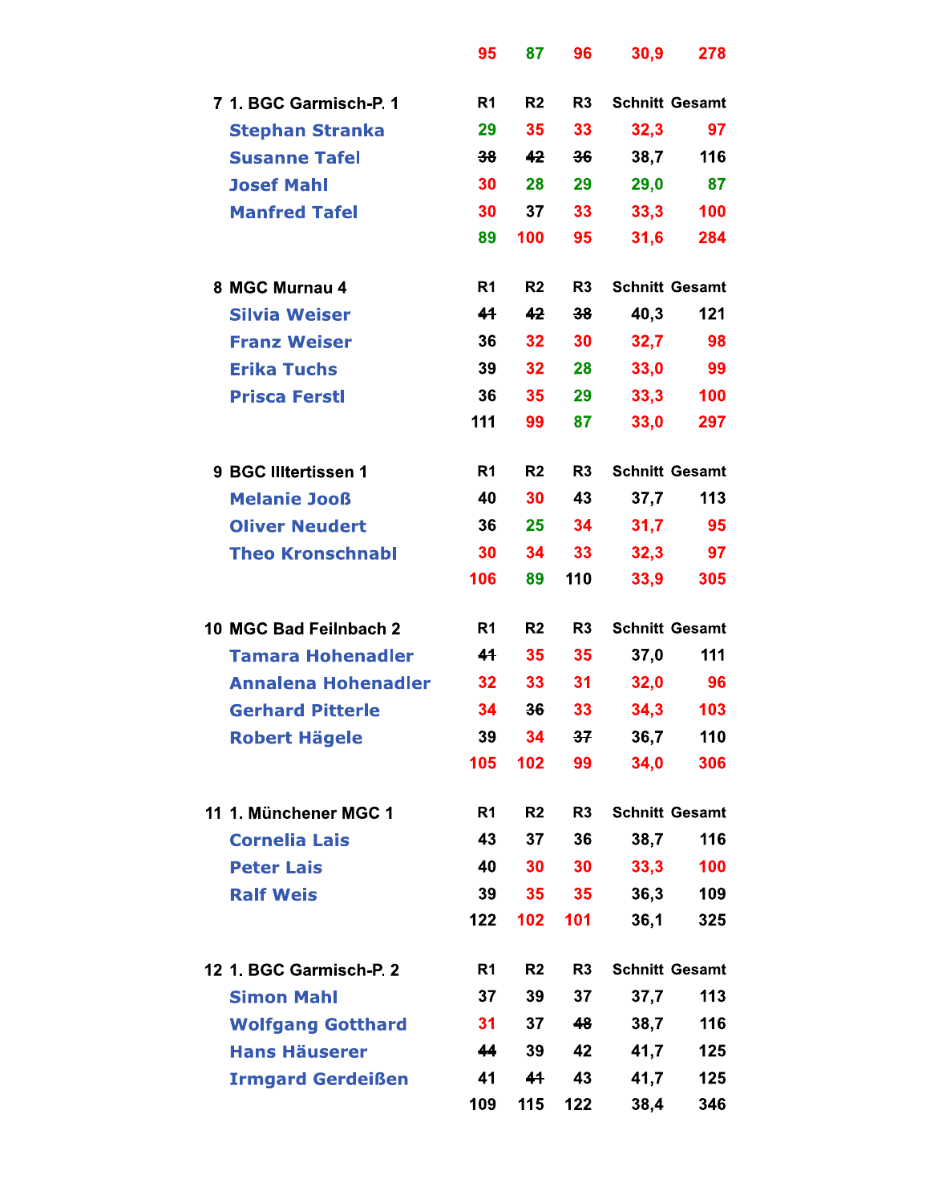| | R1 | R2 | R3 | Schnitt | Gesamt |
|---|---|---|---|---|---|
| | 95 | 87 | 96 | 30,9 | 278 |

| 7 1. BGC Garmisch-P. 1 | R1 | R2 | R3 | Schnitt | Gesamt |
|---|---|---|---|---|---|
| Stephan Stranka | 29 | 35 | 33 | 32,3 | 97 |
| Susanne Tafel | ~~38~~ | ~~42~~ | ~~36~~ | 38,7 | 116 |
| Josef Mahl | 30 | 28 | 29 | 29,0 | 87 |
| Manfred Tafel | 30 | 37 | 33 | 33,3 | 100 |
| | 89 | 100 | 95 | 31,6 | 284 |

| 8 MGC Murnau 4 | R1 | R2 | R3 | Schnitt | Gesamt |
|---|---|---|---|---|---|
| Silvia Weiser | ~~41~~ | ~~42~~ | ~~38~~ | 40,3 | 121 |
| Franz Weiser | 36 | 32 | 30 | 32,7 | 98 |
| Erika Tuchs | 39 | 32 | 28 | 33,0 | 99 |
| Prisca Ferstl | 36 | 35 | 29 | 33,3 | 100 |
| | 111 | 99 | 87 | 33,0 | 297 |

| 9 BGC Illtertissen 1 | R1 | R2 | R3 | Schnitt | Gesamt |
|---|---|---|---|---|---|
| Melanie Jooß | 40 | 30 | 43 | 37,7 | 113 |
| Oliver Neudert | 36 | 25 | 34 | 31,7 | 95 |
| Theo Kronschnabl | 30 | 34 | 33 | 32,3 | 97 |
| | 106 | 89 | 110 | 33,9 | 305 |

| 10 MGC Bad Feilnbach 2 | R1 | R2 | R3 | Schnitt | Gesamt |
|---|---|---|---|---|---|
| Tamara Hohenadler | ~~41~~ | 35 | 35 | 37,0 | 111 |
| Annalena Hohenadler | 32 | 33 | 31 | 32,0 | 96 |
| Gerhard Pitterle | 34 | ~~36~~ | 33 | 34,3 | 103 |
| Robert Hägele | 39 | 34 | ~~37~~ | 36,7 | 110 |
| | 105 | 102 | 99 | 34,0 | 306 |

| 11 1. Münchener MGC 1 | R1 | R2 | R3 | Schnitt | Gesamt |
|---|---|---|---|---|---|
| Cornelia Lais | 43 | 37 | 36 | 38,7 | 116 |
| Peter Lais | 40 | 30 | 30 | 33,3 | 100 |
| Ralf Weis | 39 | 35 | 35 | 36,3 | 109 |
| | 122 | 102 | 101 | 36,1 | 325 |

| 12 1. BGC Garmisch-P. 2 | R1 | R2 | R3 | Schnitt | Gesamt |
|---|---|---|---|---|---|
| Simon Mahl | 37 | 39 | 37 | 37,7 | 113 |
| Wolfgang Gotthard | 31 | 37 | ~~48~~ | 38,7 | 116 |
| Hans Häuserer | ~~44~~ | 39 | 42 | 41,7 | 125 |
| Irmgard Gerdeißen | 41 | ~~41~~ | 43 | 41,7 | 125 |
| | 109 | 115 | 122 | 38,4 | 346 |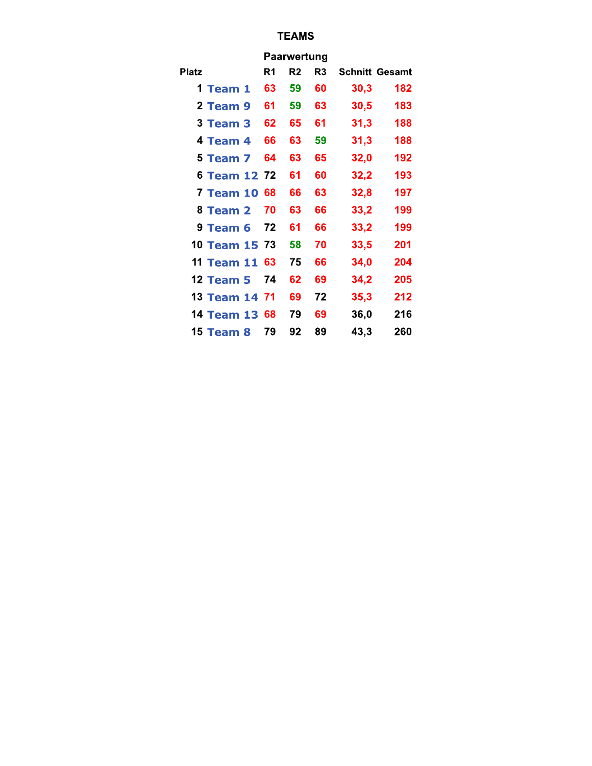# TEAMS

| Platz | | Paarwertung R1 | R2 | R3 | Schnitt | Gesamt |
|---|---|---|---|---|---|---|
| 1 | Team 1 | 63 | 59 | 60 | 30,3 | 182 |
| 2 | Team 9 | 61 | 59 | 63 | 30,5 | 183 |
| 3 | Team 3 | 62 | 65 | 61 | 31,3 | 188 |
| 4 | Team 4 | 66 | 63 | 59 | 31,3 | 188 |
| 5 | Team 7 | 64 | 63 | 65 | 32,0 | 192 |
| 6 | Team 12 | 72 | 61 | 60 | 32,2 | 193 |
| 7 | Team 10 | 68 | 66 | 63 | 32,8 | 197 |
| 8 | Team 2 | 70 | 63 | 66 | 33,2 | 199 |
| 9 | Team 6 | 72 | 61 | 66 | 33,2 | 199 |
| 10 | Team 15 | 73 | 58 | 70 | 33,5 | 201 |
| 11 | Team 11 | 63 | 75 | 66 | 34,0 | 204 |
| 12 | Team 5 | 74 | 62 | 69 | 34,2 | 205 |
| 13 | Team 14 | 71 | 69 | 72 | 35,3 | 212 |
| 14 | Team 13 | 68 | 79 | 69 | 36,0 | 216 |
| 15 | Team 8 | 79 | 92 | 89 | 43,3 | 260 |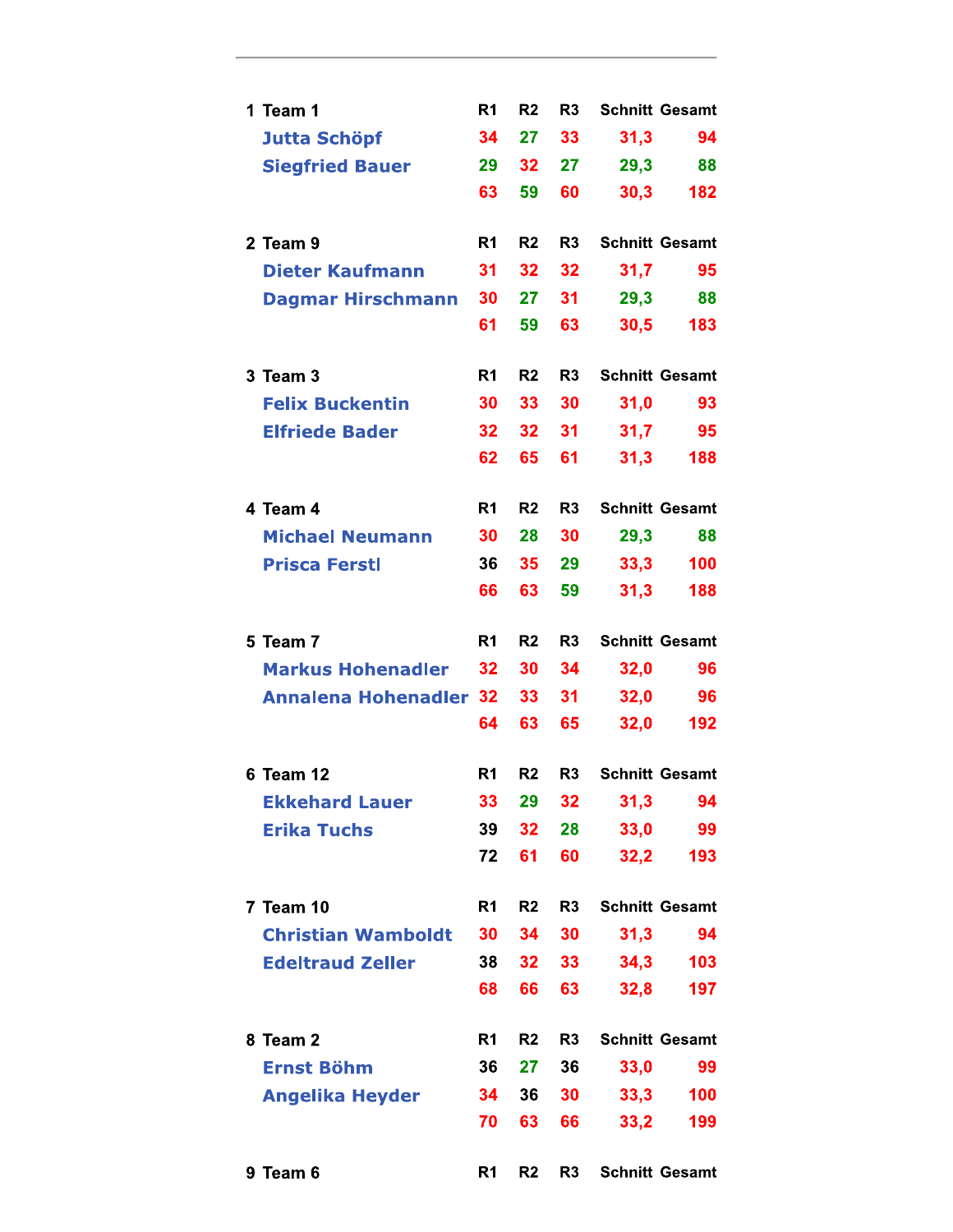| 1 Team 1 | R1 | R2 | R3 | Schnitt | Gesamt |
|---|---|---|---|---|---|
| Jutta Schöpf | 34 | 27 | 33 | 31,3 | 94 |
| Siegfried Bauer | 29 | 32 | 27 | 29,3 | 88 |
| | 63 | 59 | 60 | 30,3 | 182 |

| 2 Team 9 | R1 | R2 | R3 | Schnitt | Gesamt |
|---|---|---|---|---|---|
| Dieter Kaufmann | 31 | 32 | 32 | 31,7 | 95 |
| Dagmar Hirschmann | 30 | 27 | 31 | 29,3 | 88 |
| | 61 | 59 | 63 | 30,5 | 183 |

| 3 Team 3 | R1 | R2 | R3 | Schnitt | Gesamt |
|---|---|---|---|---|---|
| Felix Buckentin | 30 | 33 | 30 | 31,0 | 93 |
| Elfriede Bader | 32 | 32 | 31 | 31,7 | 95 |
| | 62 | 65 | 61 | 31,3 | 188 |

| 4 Team 4 | R1 | R2 | R3 | Schnitt | Gesamt |
|---|---|---|---|---|---|
| Michael Neumann | 30 | 28 | 30 | 29,3 | 88 |
| Prisca Ferstl | 36 | 35 | 29 | 33,3 | 100 |
| | 66 | 63 | 59 | 31,3 | 188 |

| 5 Team 7 | R1 | R2 | R3 | Schnitt | Gesamt |
|---|---|---|---|---|---|
| Markus Hohenadler | 32 | 30 | 34 | 32,0 | 96 |
| Annalena Hohenadler | 32 | 33 | 31 | 32,0 | 96 |
| | 64 | 63 | 65 | 32,0 | 192 |

| 6 Team 12 | R1 | R2 | R3 | Schnitt | Gesamt |
|---|---|---|---|---|---|
| Ekkehard Lauer | 33 | 29 | 32 | 31,3 | 94 |
| Erika Tuchs | 39 | 32 | 28 | 33,0 | 99 |
| | 72 | 61 | 60 | 32,2 | 193 |

| 7 Team 10 | R1 | R2 | R3 | Schnitt | Gesamt |
|---|---|---|---|---|---|
| Christian Wamboldt | 30 | 34 | 30 | 31,3 | 94 |
| Edeltraud Zeller | 38 | 32 | 33 | 34,3 | 103 |
| | 68 | 66 | 63 | 32,8 | 197 |

| 8 Team 2 | R1 | R2 | R3 | Schnitt | Gesamt |
|---|---|---|---|---|---|
| Ernst Böhm | 36 | 27 | 36 | 33,0 | 99 |
| Angelika Heyder | 34 | 36 | 30 | 33,3 | 100 |
| | 70 | 63 | 66 | 33,2 | 199 |

| 9 Team 6 | R1 | R2 | R3 | Schnitt | Gesamt |
|---|---|---|---|---|---|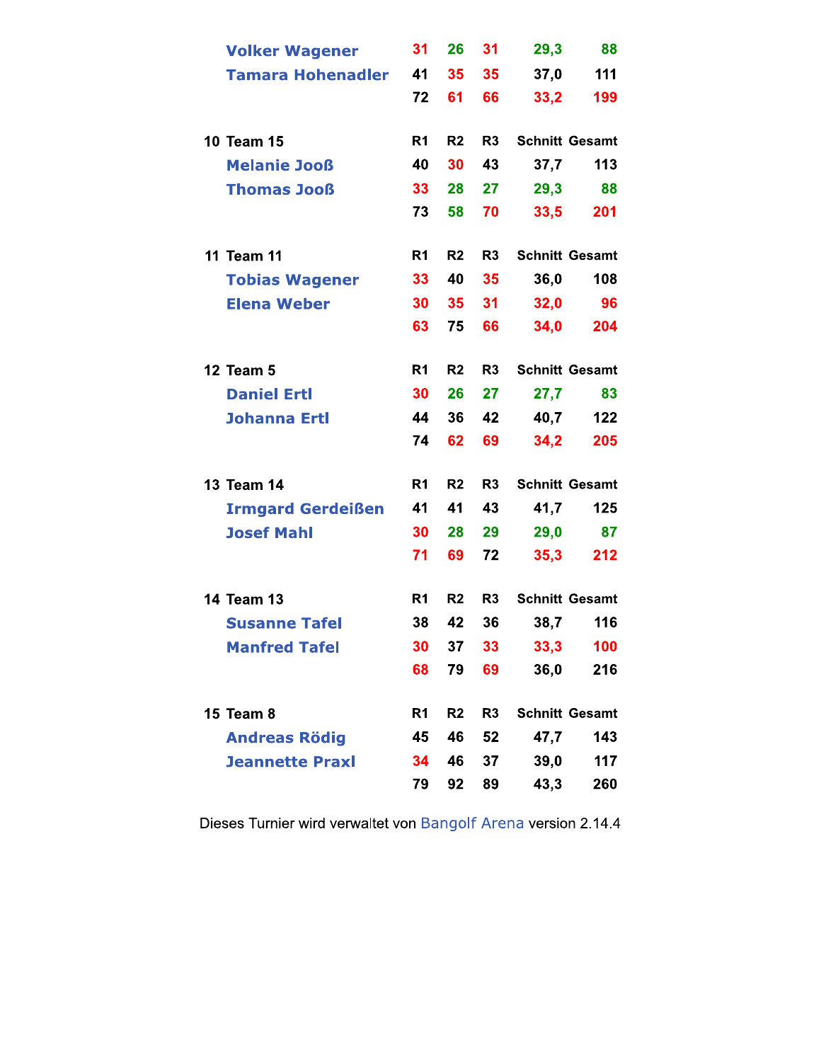| | | R1 | R2 | R3 | Schnitt | Gesamt |
|---|---|---|---|---|---|---|
| | **Volker Wagener** | 31 | 26 | 31 | 29,3 | 88 |
| | **Tamara Hohenadler** | 41 | 35 | 35 | 37,0 | 111 |
| | | 72 | 61 | 66 | 33,2 | 199 |

| 10 | Team 15 | R1 | R2 | R3 | Schnitt | Gesamt |
|---|---|---|---|---|---|---|
| | **Melanie Jooß** | 40 | 30 | 43 | 37,7 | 113 |
| | **Thomas Jooß** | 33 | 28 | 27 | 29,3 | 88 |
| | | 73 | 58 | 70 | 33,5 | 201 |

| 11 | Team 11 | R1 | R2 | R3 | Schnitt | Gesamt |
|---|---|---|---|---|---|---|
| | **Tobias Wagener** | 33 | 40 | 35 | 36,0 | 108 |
| | **Elena Weber** | 30 | 35 | 31 | 32,0 | 96 |
| | | 63 | 75 | 66 | 34,0 | 204 |

| 12 | Team 5 | R1 | R2 | R3 | Schnitt | Gesamt |
|---|---|---|---|---|---|---|
| | **Daniel Ertl** | 30 | 26 | 27 | 27,7 | 83 |
| | **Johanna Ertl** | 44 | 36 | 42 | 40,7 | 122 |
| | | 74 | 62 | 69 | 34,2 | 205 |

| 13 | Team 14 | R1 | R2 | R3 | Schnitt | Gesamt |
|---|---|---|---|---|---|---|
| | **Irmgard Gerdeißen** | 41 | 41 | 43 | 41,7 | 125 |
| | **Josef Mahl** | 30 | 28 | 29 | 29,0 | 87 |
| | | 71 | 69 | 72 | 35,3 | 212 |

| 14 | Team 13 | R1 | R2 | R3 | Schnitt | Gesamt |
|---|---|---|---|---|---|---|
| | **Susanne Tafel** | 38 | 42 | 36 | 38,7 | 116 |
| | **Manfred Tafel** | 30 | 37 | 33 | 33,3 | 100 |
| | | 68 | 79 | 69 | 36,0 | 216 |

| 15 | Team 8 | R1 | R2 | R3 | Schnitt | Gesamt |
|---|---|---|---|---|---|---|
| | **Andreas Rödig** | 45 | 46 | 52 | 47,7 | 143 |
| | **Jeannette Praxl** | 34 | 46 | 37 | 39,0 | 117 |
| | | 79 | 92 | 89 | 43,3 | 260 |

Dieses Turnier wird verwaltet von Bangolf Arena version 2.14.4